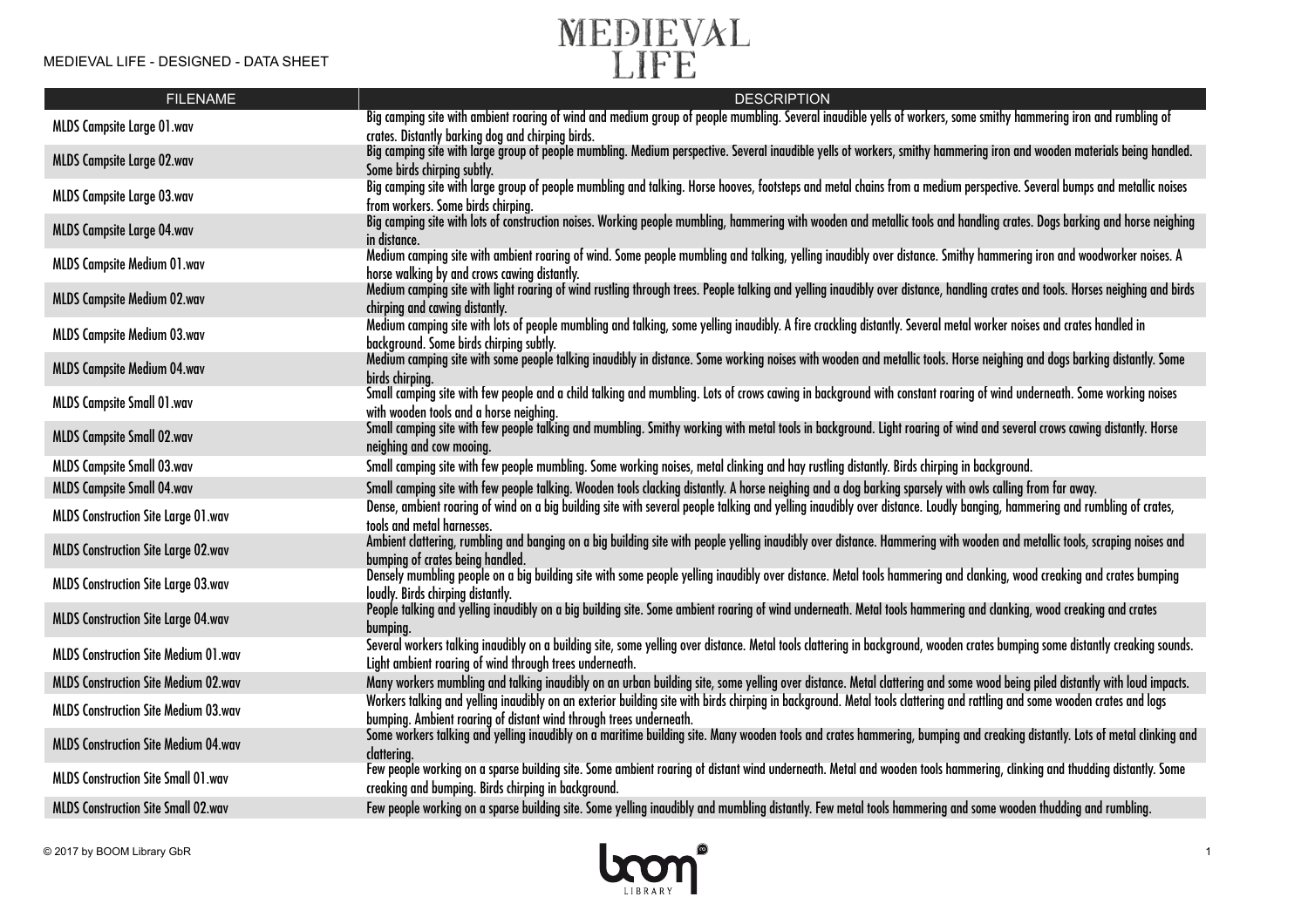| FILENAME | DESCRIPTION |
|---|---|
| MLDS Campsite Large 01.wav | Big camping site with ambient roaring of wind and medium group of people mumbling. Several inaudible yells of workers, some smithy hammering iron and rumbling of crates. Distantly barking dog and chirping birds. |
| MLDS Campsite Large 02.wav | Big camping site with large group of people mumbling. Medium perspective. Several inaudible yells of workers, smithy hammering iron and wooden materials being handled. Some birds chirping subtly. |
| MLDS Campsite Large 03.wav | Big camping site with large group of people mumbling and talking. Horse hooves, footsteps and metal chains from a medium perspective. Several bumps and metallic noises from workers. Some birds chirping. |
| MLDS Campsite Large 04.wav | Big camping site with lots of construction noises. Working people mumbling, hammering with wooden and metallic tools and handling crates. Dogs barking and horse neighing in distance. |
| MLDS Campsite Medium 01.wav | Medium camping site with ambient roaring of wind. Some people mumbling and talking, yelling inaudibly over distance. Smithy hammering iron and woodworker noises. A horse walking by and crows cawing distantly. |
| MLDS Campsite Medium 02.wav | Medium camping site with light roaring of wind rustling through trees. People talking and yelling inaudibly over distance, handling crates and tools. Horses neighing and birds chirping and cawing distantly. |
| MLDS Campsite Medium 03.wav | Medium camping site with lots of people mumbling and talking, some yelling inaudibly. A fire crackling distantly. Several metal worker noises and crates handled in background. Some birds chirping subtly. |
| MLDS Campsite Medium 04.wav | Medium camping site with some people talking inaudibly in distance. Some working noises with wooden and metallic tools. Horse neighing and dogs barking distantly. Some birds chirping. |
| MLDS Campsite Small 01.wav | Small camping site with few people and a child talking and mumbling. Lots of crows cawing in background with constant roaring of wind underneath. Some working noises with wooden tools and a horse neighing. |
| MLDS Campsite Small 02.wav | Small camping site with few people talking and mumbling. Smithy working with metal tools in background. Light roaring of wind and several crows cawing distantly. Horse neighing and cow mooing. |
| MLDS Campsite Small 03.wav | Small camping site with few people mumbling. Some working noises, metal clinking and hay rustling distantly. Birds chirping in background. |
| MLDS Campsite Small 04.wav | Small camping site with few people talking. Wooden tools clacking distantly. A horse neighing and a dog barking sparsely with owls calling from far away. |
| MLDS Construction Site Large 01.wav | Dense, ambient roaring of wind on a big building site with several people talking and yelling inaudibly over distance. Loudly banging, hammering and rumbling of crates, tools and metal harnesses. |
| MLDS Construction Site Large 02.wav | Ambient clattering, rumbling and banging on a big building site with people yelling inaudibly over distance. Hammering with wooden and metallic tools, scraping noises and bumping of crates being handled. |
| MLDS Construction Site Large 03.wav | Densely mumbling people on a big building site with some people yelling inaudibly over distance. Metal tools hammering and clanking, wood creaking and crates bumping loudly. Birds chirping distantly. |
| MLDS Construction Site Large 04.wav | People talking and yelling inaudibly on a big building site. Some ambient roaring of wind underneath. Metal tools hammering and clanking, wood creaking and crates bumping. |
| MLDS Construction Site Medium 01.wav | Several workers talking inaudibly on a building site, some yelling over distance. Metal tools clattering in background, wooden crates bumping some distantly creaking sounds. Light ambient roaring of wind through trees underneath. |
| MLDS Construction Site Medium 02.wav | Many workers mumbling and talking inaudibly on an urban building site, some yelling over distance. Metal clattering and some wood being piled distantly with loud impacts. |
| MLDS Construction Site Medium 03.wav | Workers talking and yelling inaudibly on an exterior building site with birds chirping in background. Metal tools clattering and rattling and some wooden crates and logs bumping. Ambient roaring of distant wind through trees underneath. |
| MLDS Construction Site Medium 04.wav | Some workers talking and yelling inaudibly on a maritime building site. Many wooden tools and crates hammering, bumping and creaking distantly. Lots of metal clinking and clattering. |
| MLDS Construction Site Small 01.wav | Few people working on a sparse building site. Some ambient roaring of distant wind underneath. Metal and wooden tools hammering, clinking and thudding distantly. Some creaking and bumping. Birds chirping in background. |
| MLDS Construction Site Small 02.wav | Few people working on a sparse building site. Some yelling inaudibly and mumbling distantly. Few metal tools hammering and some wooden thudding and rumbling. |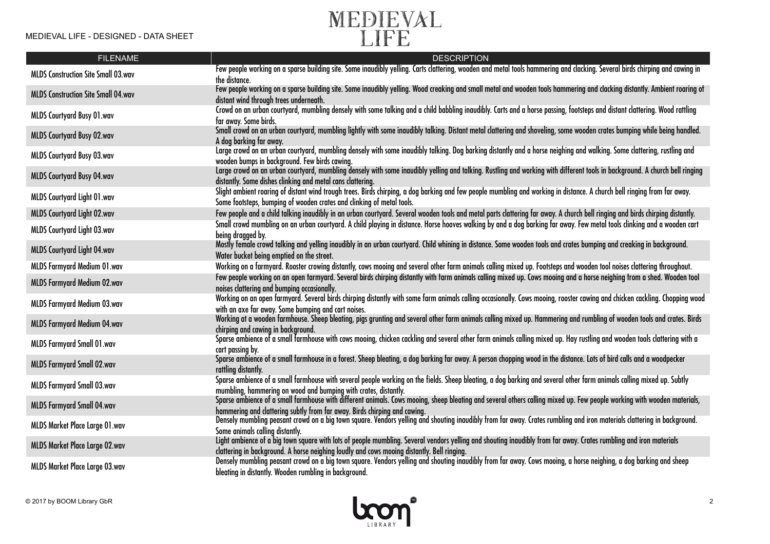| FILENAME | DESCRIPTION |
|---|---|
| MLDS Construction Site Small 03.wav | Few people working on a sparse building site. Some inaudibly yelling. Carts clattering, wooden and metal tools hammering and clacking. Several birds chirping and cawing in the distance. |
| MLDS Construction Site Small 04.wav | Few people working on a sparse building site. Some inaudibly yelling. Wood creaking and small metal and wooden tools hammering and clacking distantly. Ambient roaring of distant wind through trees underneath. |
| MLDS Courtyard Busy 01.wav | Crowd on an urban courtyard, mumbling densely with some talking and a child babbling inaudibly. Carts and a horse passing, footsteps and distant clattering. Wood rattling far away. Some birds. |
| MLDS Courtyard Busy 02.wav | Small crowd on an urban courtyard, mumbling lightly with some inaudibly talking. Distant metal clattering and shoveling, some wooden crates bumping while being handled. A dog barking far away. |
| MLDS Courtyard Busy 03.wav | Large crowd on an urban courtyard, mumbling densely with some inaudibly talking. Dog barking distantly and a horse neighing and walking. Some clattering, rustling and wooden bumps in background. Few birds cawing. |
| MLDS Courtyard Busy 04.wav | Large crowd on an urban courtyard, mumbling densely with some inaudibly yelling and talking. Rustling and working with different tools in background. A church bell ringing distantly. Some dishes clinking and metal cans clattering. |
| MLDS Courtyard Light 01.wav | Slight ambient roaring of distant wind trough trees. Birds chirping, a dog barking and few people mumbling and working in distance. A church bell ringing from far away. Some footsteps, bumping of wooden crates and clinking of metal tools. |
| MLDS Courtyard Light 02.wav | Few people and a child talking inaudibly in an urban courtyard. Several wooden tools and metal parts clattering far away. A church bell ringing and birds chirping distantly. |
| MLDS Courtyard Light 03.wav | Small crowd mumbling on an urban courtyard. A child playing in distance. Horse hooves walking by and a dog barking far away. Few metal tools clinking and a wooden cart being dragged by. |
| MLDS Courtyard Light 04.wav | Mostly female crowd talking and yelling inaudibly in an urban courtyard. Child whining in distance. Some wooden tools and crates bumping and creaking in background. Water bucket being emptied on the street. |
| MLDS Farmyard Medium 01.wav | Working on a farmyard. Rooster crowing distantly, cows mooing and several other farm animals calling mixed up. Footsteps and wooden tool noises clattering throughout. |
| MLDS Farmyard Medium 02.wav | Few people working on an open farmyard. Several birds chirping distantly with farm animals calling mixed up. Cows mooing and a horse neighing from a shed. Wooden tool noises clattering and bumping occasionally. |
| MLDS Farmyard Medium 03.wav | Working on an open farmyard. Several birds chirping distantly with some farm animals calling occasionally. Cows mooing, rooster cawing and chicken cackling. Chopping wood with an axe far away. Some bumping and cart noises. |
| MLDS Farmyard Medium 04.wav | Working at a wooden farmhouse. Sheep bleating, pigs grunting and several other farm animals calling mixed up. Hammering and rumbling of wooden tools and crates. Birds chirping and cawing in background. |
| MLDS Farmyard Small 01.wav | Sparse ambience of a small farmhouse with cows mooing, chicken cackling and several other farm animals calling mixed up. Hay rustling and wooden tools clattering with a cart passing by. |
| MLDS Farmyard Small 02.wav | Sparse ambience of a small farmhouse in a forest. Sheep bleating, a dog barking far away. A person chopping wood in the distance. Lots of bird calls and a woodpecker rattling distantly. |
| MLDS Farmyard Small 03.wav | Sparse ambience of a small farmhouse with several people working on the fields. Sheep bleating, a dog barking and several other farm animals calling mixed up. Subtly mumbling, hammering on wood and bumping with crates, distantly. |
| MLDS Farmyard Small 04.wav | Sparse ambience of a small farmhouse with different animals. Cows mooing, sheep bleating and several others calling mixed up. Few people working with wooden materials, hammering and clattering subtly from far away. Birds chirping and cawing. |
| MLDS Market Place Large 01.wav | Densely mumbling peasant crowd on a big town square. Vendors yelling and shouting inaudibly from far away. Crates rumbling and iron materials clattering in background. Some animals calling distantly. |
| MLDS Market Place Large 02.wav | Light ambience of a big town square with lots of people mumbling. Several vendors yelling and shouting inaudibly from far away. Crates rumbling and iron materials clattering in background. A horse neighing loudly and cows mooing distantly. Bell ringing. |
| MLDS Market Place Large 03.wav | Densely mumbling peasant crowd on a big town square. Vendors yelling and shouting inaudibly from far away. Cows mooing, a horse neighing, a dog barking and sheep bleating in distantly. Wooden rumbling in background. |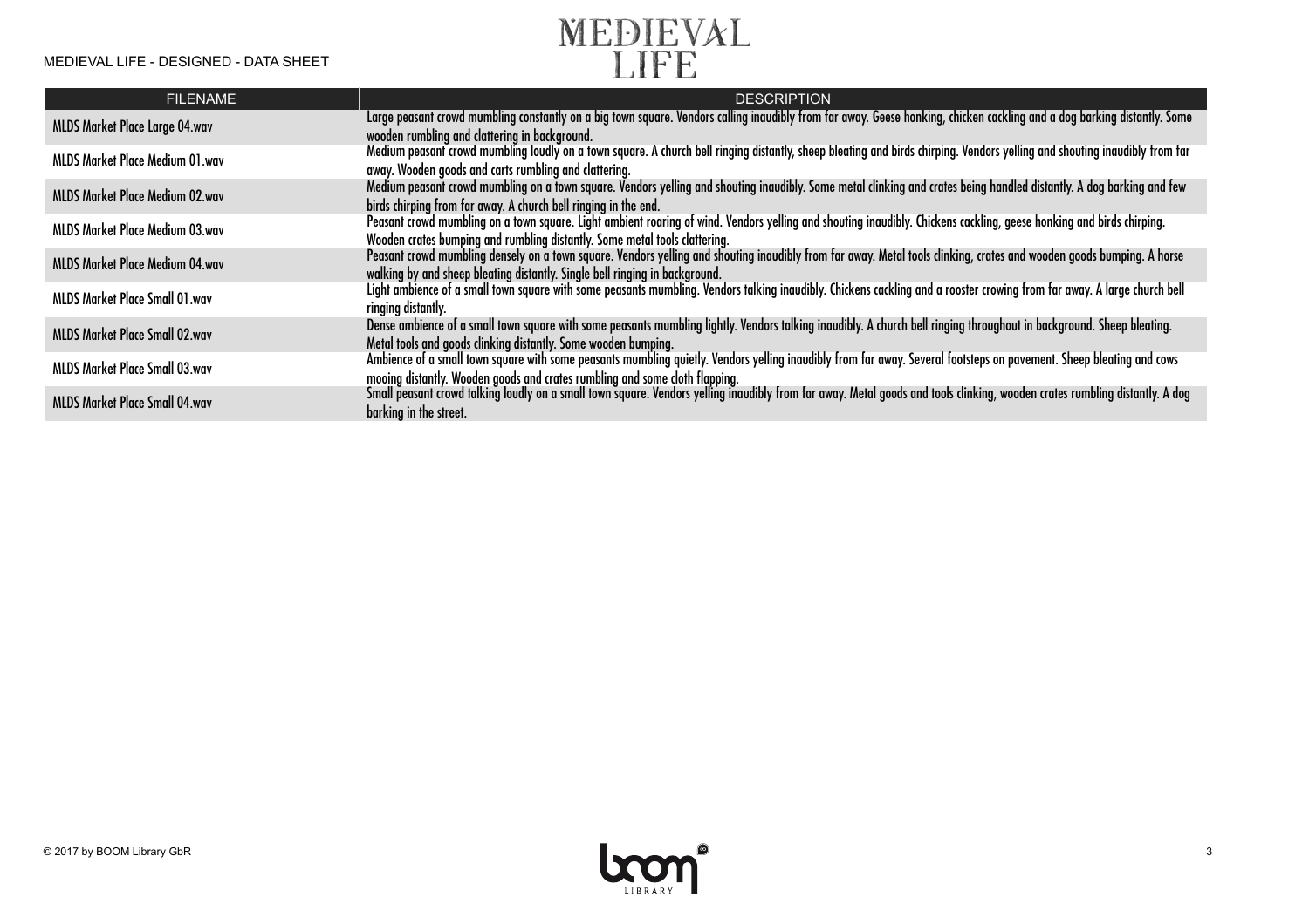| FILENAME | DESCRIPTION |
|---|---|
| MLDS Market Place Large 04.wav | Large peasant crowd mumbling constantly on a big town square. Vendors calling inaudibly from far away. Geese honking, chicken cackling and a dog barking distantly. Some wooden rumbling and clattering in background. |
| MLDS Market Place Medium 01.wav | Medium peasant crowd mumbling loudly on a town square. A church bell ringing distantly, sheep bleating and birds chirping. Vendors yelling and shouting inaudibly from far away. Wooden goods and carts rumbling and clattering. |
| MLDS Market Place Medium 02.wav | Medium peasant crowd mumbling on a town square. Vendors yelling and shouting inaudibly. Some metal clinking and crates being handled distantly. A dog barking and few birds chirping from far away. A church bell ringing in the end. |
| MLDS Market Place Medium 03.wav | Peasant crowd mumbling on a town square. Light ambient roaring of wind. Vendors yelling and shouting inaudibly. Chickens cackling, geese honking and birds chirping. Wooden crates bumping and rumbling distantly. Some metal tools clattering. |
| MLDS Market Place Medium 04.wav | Peasant crowd mumbling densely on a town square. Vendors yelling and shouting inaudibly from far away. Metal tools clinking, crates and wooden goods bumping. A horse walking by and sheep bleating distantly. Single bell ringing in background. |
| MLDS Market Place Small 01.wav | Light ambience of a small town square with some peasants mumbling. Vendors talking inaudibly. Chickens cackling and a rooster crowing from far away. A large church bell ringing distantly. |
| MLDS Market Place Small 02.wav | Dense ambience of a small town square with some peasants mumbling lightly. Vendors talking inaudibly. A church bell ringing throughout in background. Sheep bleating. Metal tools and goods clinking distantly. Some wooden bumping. |
| MLDS Market Place Small 03.wav | Ambience of a small town square with some peasants mumbling quietly. Vendors yelling inaudibly from far away. Several footsteps on pavement. Sheep bleating and cows mooing distantly. Wooden goods and crates rumbling and some cloth flapping. |
| MLDS Market Place Small 04.wav | Small peasant crowd talking loudly on a small town square. Vendors yelling inaudibly from far away. Metal goods and tools clinking, wooden crates rumbling distantly. A dog barking in the street. |